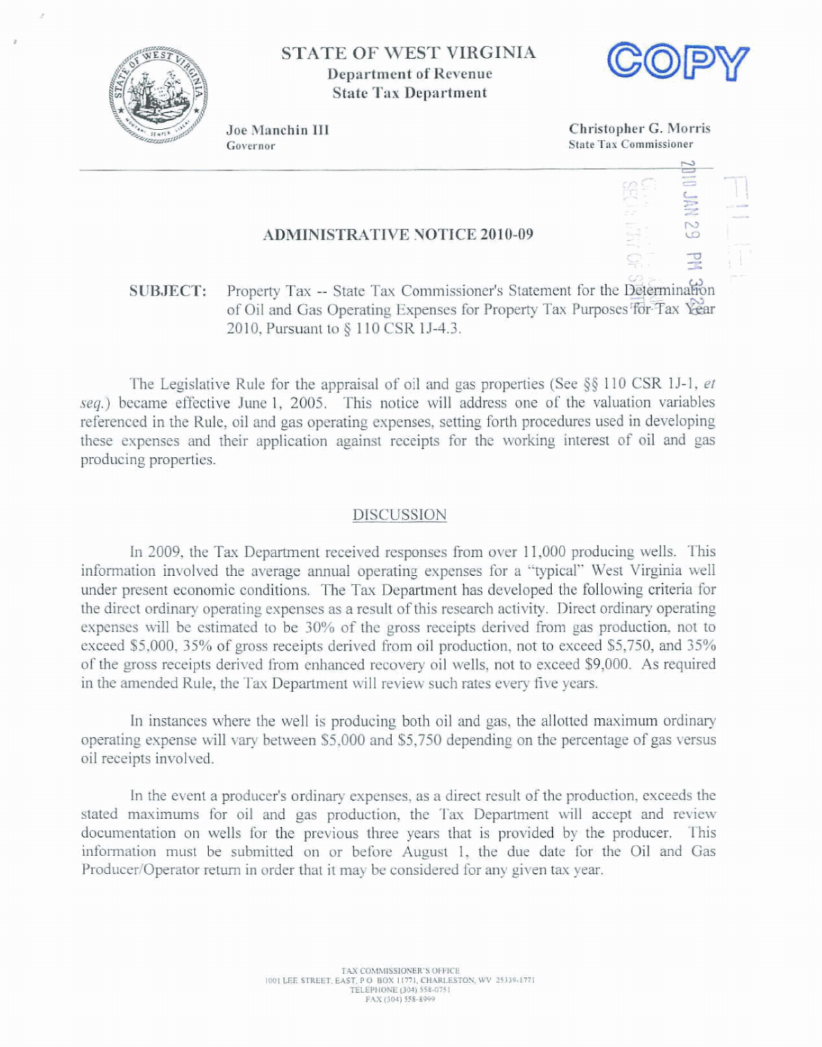# STATE OF WEST VIRGINIA

**Department of Revenue**
**State Tax Department**

COPY

Joe Manchin III
Governor

Christopher G. Morris
State Tax Commissioner

2010 JAN 29 PM 3:24

## ADMINISTRATIVE NOTICE 2010-09

**SUBJECT:** Property Tax -- State Tax Commissioner's Statement for the Determination of Oil and Gas Operating Expenses for Property Tax Purposes for Tax Year 2010, Pursuant to § 110 CSR 1J-4.3.

The Legislative Rule for the appraisal of oil and gas properties (See §§ 110 CSR 1J-1, *et seq.*) became effective June 1, 2005. This notice will address one of the valuation variables referenced in the Rule, oil and gas operating expenses, setting forth procedures used in developing these expenses and their application against receipts for the working interest of oil and gas producing properties.

### DISCUSSION

In 2009, the Tax Department received responses from over 11,000 producing wells. This information involved the average annual operating expenses for a "typical" West Virginia well under present economic conditions. The Tax Department has developed the following criteria for the direct ordinary operating expenses as a result of this research activity. Direct ordinary operating expenses will be estimated to be 30% of the gross receipts derived from gas production, not to exceed $5,000, 35% of gross receipts derived from oil production, not to exceed $5,750, and 35% of the gross receipts derived from enhanced recovery oil wells, not to exceed $9,000. As required in the amended Rule, the Tax Department will review such rates every five years.

In instances where the well is producing both oil and gas, the allotted maximum ordinary operating expense will vary between $5,000 and $5,750 depending on the percentage of gas versus oil receipts involved.

In the event a producer's ordinary expenses, as a direct result of the production, exceeds the stated maximums for oil and gas production, the Tax Department will accept and review documentation on wells for the previous three years that is provided by the producer. This information must be submitted on or before August 1, the due date for the Oil and Gas Producer/Operator return in order that it may be considered for any given tax year.

TAX COMMISSIONER'S OFFICE
1001 LEE STREET, EAST, P O BOX 11771, CHARLESTON, WV 25339-1771
TELEPHONE (304) 558-0751
FAX (304) 558-8999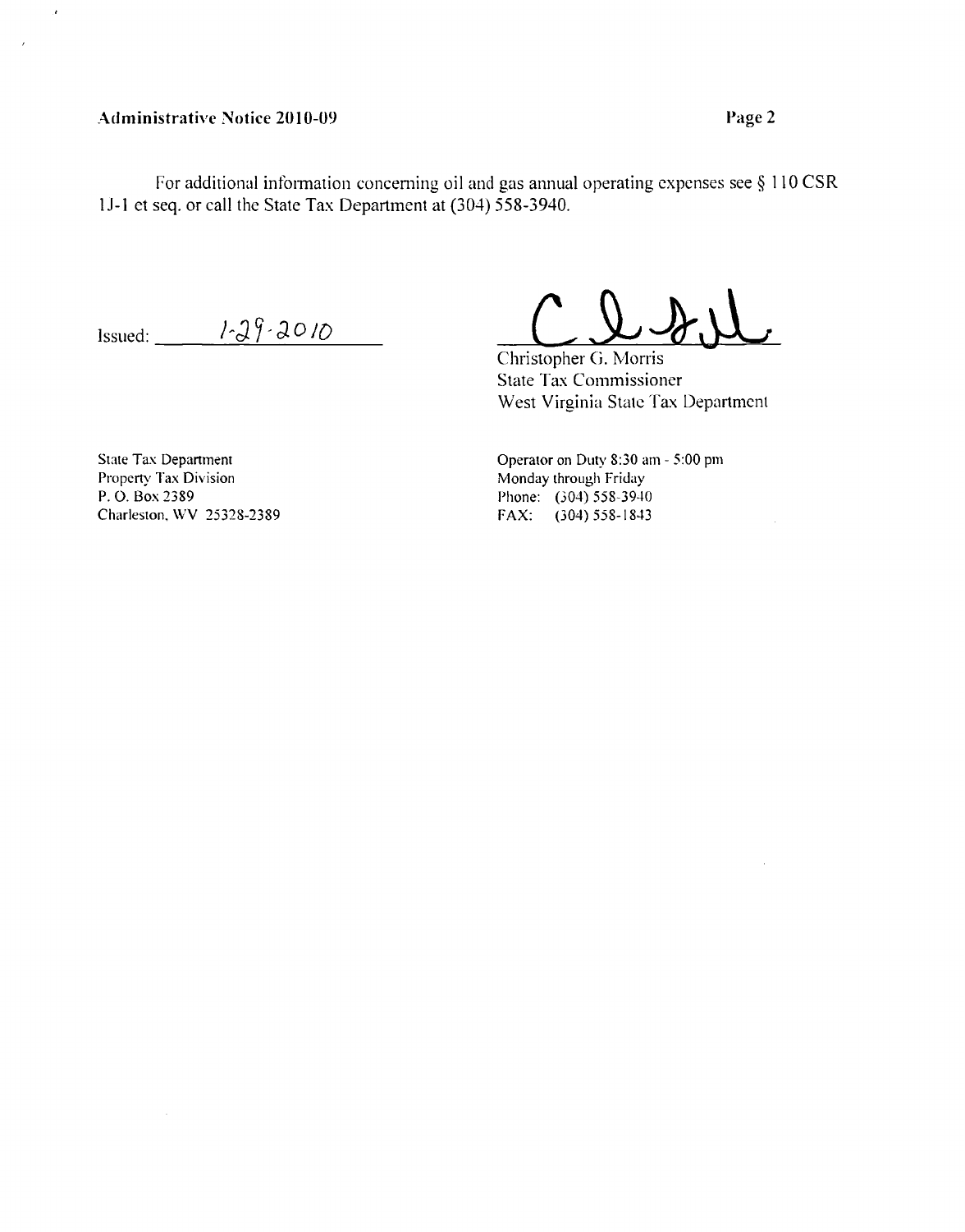For additional information concerning oil and gas annual operating expenses see § 110 CSR 1J-1 et seq. or call the State Tax Department at (304) 558-3940.

Issued: 1-29-2010

Christopher G. Morris
State Tax Commissioner
West Virginia State Tax Department

State Tax Department
Property Tax Division
P. O. Box 2389
Charleston, WV 25328-2389

Operator on Duty 8:30 am - 5:00 pm
Monday through Friday
Phone: (304) 558-3940
FAX: (304) 558-1843